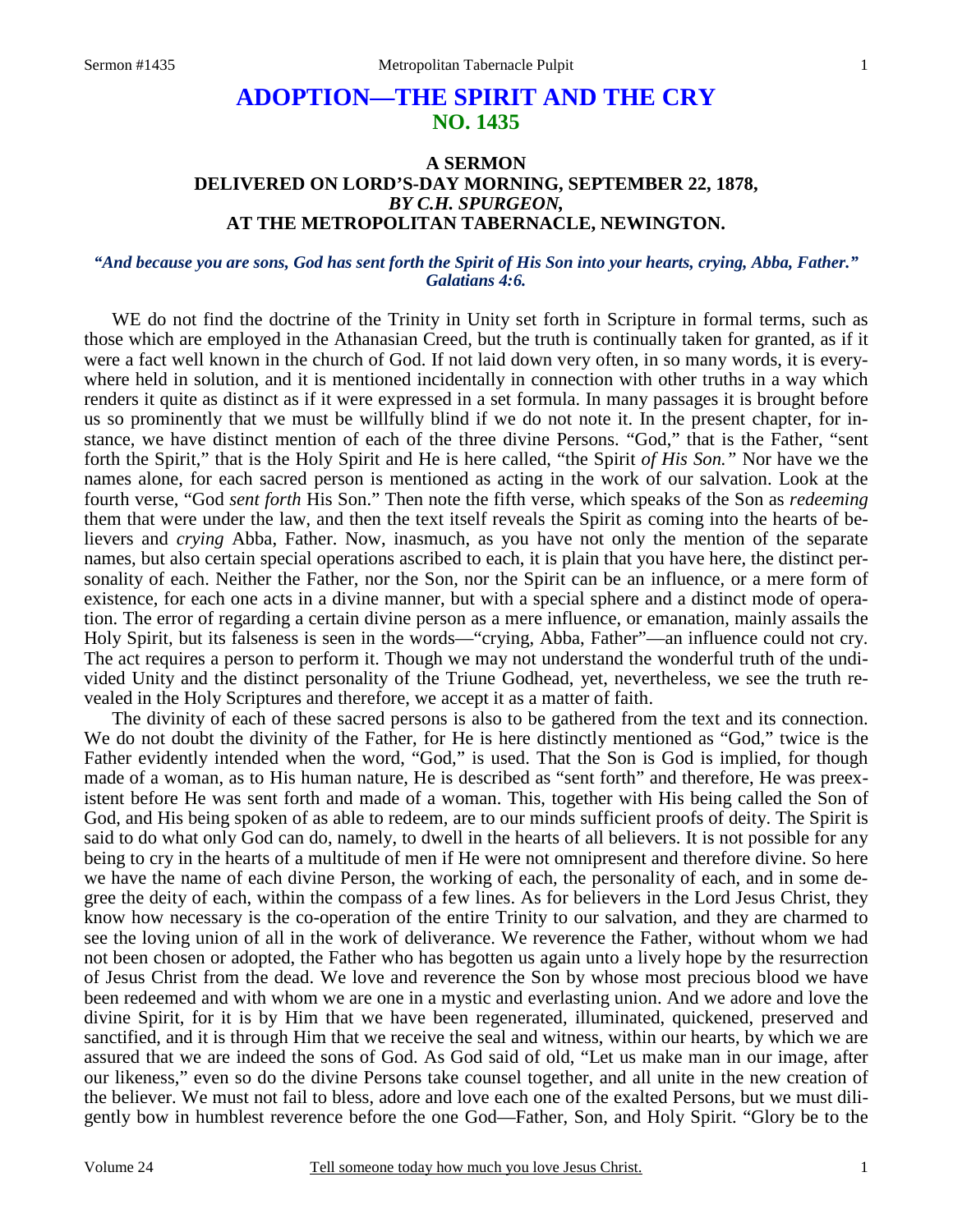# ADOPTION—THE SPIRIT AND THE CRY
## NO. 1435

### A SERMON
### DELIVERED ON LORD'S-DAY MORNING, SEPTEMBER 22, 1878,
### *BY C.H. SPURGEON,*
### AT THE METROPOLITAN TABERNACLE, NEWINGTON.

***"And because you are sons, God has sent forth the Spirit of His Son into your hearts, crying, Abba, Father." Galatians 4:6.***

WE do not find the doctrine of the Trinity in Unity set forth in Scripture in formal terms, such as those which are employed in the Athanasian Creed, but the truth is continually taken for granted, as if it were a fact well known in the church of God. If not laid down very often, in so many words, it is everywhere held in solution, and it is mentioned incidentally in connection with other truths in a way which renders it quite as distinct as if it were expressed in a set formula. In many passages it is brought before us so prominently that we must be willfully blind if we do not note it. In the present chapter, for instance, we have distinct mention of each of the three divine Persons. "God," that is the Father, "sent forth the Spirit," that is the Holy Spirit and He is here called, "the Spirit *of His Son."* Nor have we the names alone, for each sacred person is mentioned as acting in the work of our salvation. Look at the fourth verse, "God *sent forth* His Son." Then note the fifth verse, which speaks of the Son as *redeeming* them that were under the law, and then the text itself reveals the Spirit as coming into the hearts of believers and *crying* Abba, Father. Now, inasmuch, as you have not only the mention of the separate names, but also certain special operations ascribed to each, it is plain that you have here, the distinct personality of each. Neither the Father, nor the Son, nor the Spirit can be an influence, or a mere form of existence, for each one acts in a divine manner, but with a special sphere and a distinct mode of operation. The error of regarding a certain divine person as a mere influence, or emanation, mainly assails the Holy Spirit, but its falseness is seen in the words—"crying, Abba, Father"—an influence could not cry. The act requires a person to perform it. Though we may not understand the wonderful truth of the undivided Unity and the distinct personality of the Triune Godhead, yet, nevertheless, we see the truth revealed in the Holy Scriptures and therefore, we accept it as a matter of faith.

The divinity of each of these sacred persons is also to be gathered from the text and its connection. We do not doubt the divinity of the Father, for He is here distinctly mentioned as "God," twice is the Father evidently intended when the word, "God," is used. That the Son is God is implied, for though made of a woman, as to His human nature, He is described as "sent forth" and therefore, He was preexistent before He was sent forth and made of a woman. This, together with His being called the Son of God, and His being spoken of as able to redeem, are to our minds sufficient proofs of deity. The Spirit is said to do what only God can do, namely, to dwell in the hearts of all believers. It is not possible for any being to cry in the hearts of a multitude of men if He were not omnipresent and therefore divine. So here we have the name of each divine Person, the working of each, the personality of each, and in some degree the deity of each, within the compass of a few lines. As for believers in the Lord Jesus Christ, they know how necessary is the co-operation of the entire Trinity to our salvation, and they are charmed to see the loving union of all in the work of deliverance. We reverence the Father, without whom we had not been chosen or adopted, the Father who has begotten us again unto a lively hope by the resurrection of Jesus Christ from the dead. We love and reverence the Son by whose most precious blood we have been redeemed and with whom we are one in a mystic and everlasting union. And we adore and love the divine Spirit, for it is by Him that we have been regenerated, illuminated, quickened, preserved and sanctified, and it is through Him that we receive the seal and witness, within our hearts, by which we are assured that we are indeed the sons of God. As God said of old, "Let us make man in our image, after our likeness," even so do the divine Persons take counsel together, and all unite in the new creation of the believer. We must not fail to bless, adore and love each one of the exalted Persons, but we must diligently bow in humblest reverence before the one God—Father, Son, and Holy Spirit. "Glory be to the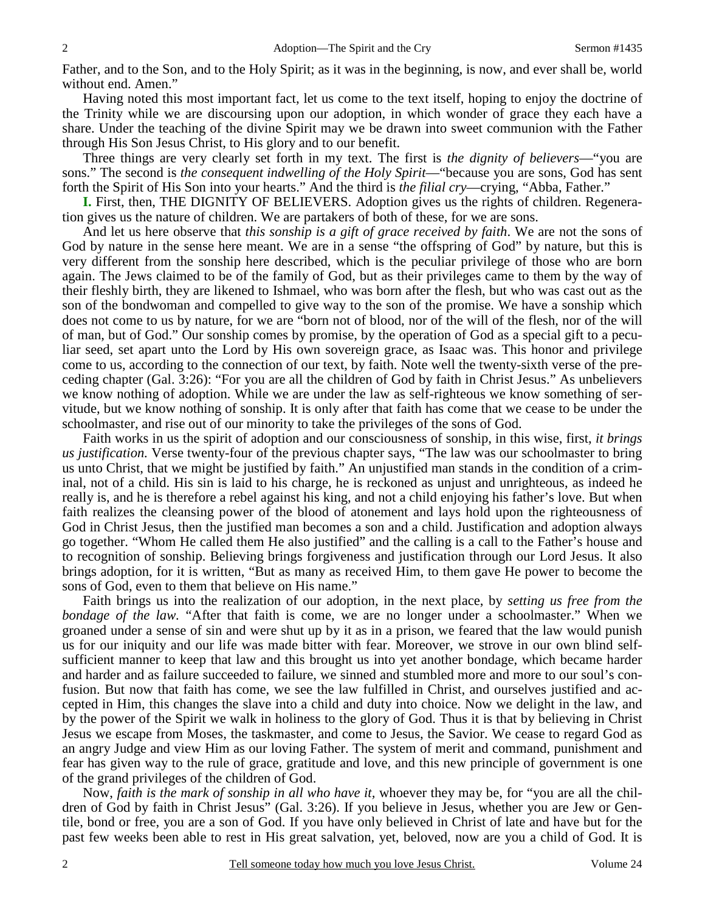Father, and to the Son, and to the Holy Spirit; as it was in the beginning, is now, and ever shall be, world without end. Amen."

Having noted this most important fact, let us come to the text itself, hoping to enjoy the doctrine of the Trinity while we are discoursing upon our adoption, in which wonder of grace they each have a share. Under the teaching of the divine Spirit may we be drawn into sweet communion with the Father through His Son Jesus Christ, to His glory and to our benefit.

Three things are very clearly set forth in my text. The first is *the dignity of believers*—"you are sons." The second is *the consequent indwelling of the Holy Spirit*—"because you are sons, God has sent forth the Spirit of His Son into your hearts." And the third is *the filial cry*—crying, "Abba, Father."

**I.** First, then, THE DIGNITY OF BELIEVERS. Adoption gives us the rights of children. Regeneration gives us the nature of children. We are partakers of both of these, for we are sons.

And let us here observe that *this sonship is a gift of grace received by faith*. We are not the sons of God by nature in the sense here meant. We are in a sense "the offspring of God" by nature, but this is very different from the sonship here described, which is the peculiar privilege of those who are born again. The Jews claimed to be of the family of God, but as their privileges came to them by the way of their fleshly birth, they are likened to Ishmael, who was born after the flesh, but who was cast out as the son of the bondwoman and compelled to give way to the son of the promise. We have a sonship which does not come to us by nature, for we are "born not of blood, nor of the will of the flesh, nor of the will of man, but of God." Our sonship comes by promise, by the operation of God as a special gift to a peculiar seed, set apart unto the Lord by His own sovereign grace, as Isaac was. This honor and privilege come to us, according to the connection of our text, by faith. Note well the twenty-sixth verse of the preceding chapter (Gal. 3:26): "For you are all the children of God by faith in Christ Jesus." As unbelievers we know nothing of adoption. While we are under the law as self-righteous we know something of servitude, but we know nothing of sonship. It is only after that faith has come that we cease to be under the schoolmaster, and rise out of our minority to take the privileges of the sons of God.

Faith works in us the spirit of adoption and our consciousness of sonship, in this wise, first, *it brings us justification.* Verse twenty-four of the previous chapter says, "The law was our schoolmaster to bring us unto Christ, that we might be justified by faith." An unjustified man stands in the condition of a criminal, not of a child. His sin is laid to his charge, he is reckoned as unjust and unrighteous, as indeed he really is, and he is therefore a rebel against his king, and not a child enjoying his father's love. But when faith realizes the cleansing power of the blood of atonement and lays hold upon the righteousness of God in Christ Jesus, then the justified man becomes a son and a child. Justification and adoption always go together. "Whom He called them He also justified" and the calling is a call to the Father's house and to recognition of sonship. Believing brings forgiveness and justification through our Lord Jesus. It also brings adoption, for it is written, "But as many as received Him, to them gave He power to become the sons of God, even to them that believe on His name."

Faith brings us into the realization of our adoption, in the next place, by *setting us free from the bondage of the law.* "After that faith is come, we are no longer under a schoolmaster." When we groaned under a sense of sin and were shut up by it as in a prison, we feared that the law would punish us for our iniquity and our life was made bitter with fear. Moreover, we strove in our own blind self-sufficient manner to keep that law and this brought us into yet another bondage, which became harder and harder and as failure succeeded to failure, we sinned and stumbled more and more to our soul's confusion. But now that faith has come, we see the law fulfilled in Christ, and ourselves justified and accepted in Him, this changes the slave into a child and duty into choice. Now we delight in the law, and by the power of the Spirit we walk in holiness to the glory of God. Thus it is that by believing in Christ Jesus we escape from Moses, the taskmaster, and come to Jesus, the Savior. We cease to regard God as an angry Judge and view Him as our loving Father. The system of merit and command, punishment and fear has given way to the rule of grace, gratitude and love, and this new principle of government is one of the grand privileges of the children of God.

Now, *faith is the mark of sonship in all who have it,* whoever they may be, for "you are all the children of God by faith in Christ Jesus" (Gal. 3:26). If you believe in Jesus, whether you are Jew or Gentile, bond or free, you are a son of God. If you have only believed in Christ of late and have but for the past few weeks been able to rest in His great salvation, yet, beloved, now are you a child of God. It is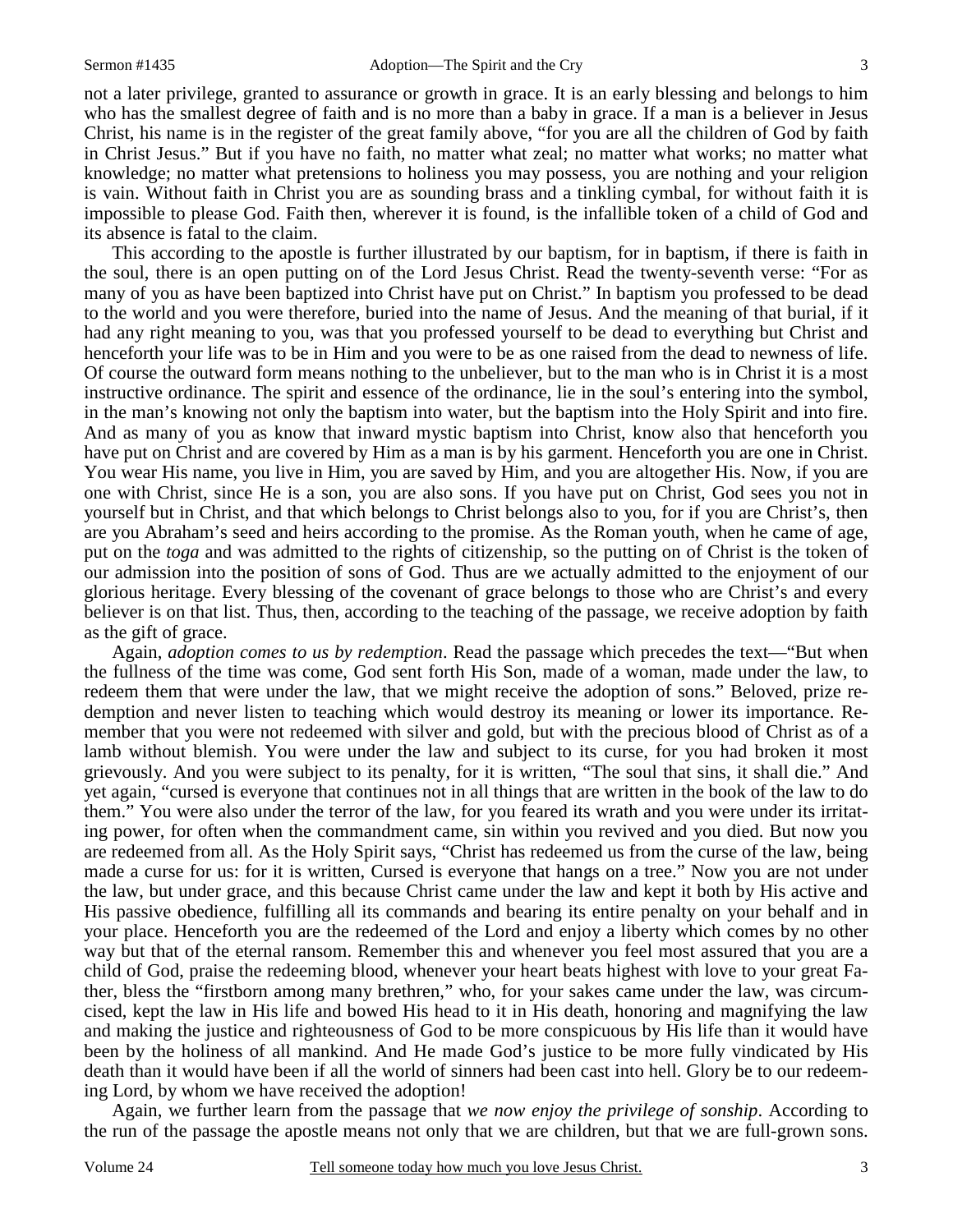not a later privilege, granted to assurance or growth in grace. It is an early blessing and belongs to him who has the smallest degree of faith and is no more than a baby in grace. If a man is a believer in Jesus Christ, his name is in the register of the great family above, "for you are all the children of God by faith in Christ Jesus." But if you have no faith, no matter what zeal; no matter what works; no matter what knowledge; no matter what pretensions to holiness you may possess, you are nothing and your religion is vain. Without faith in Christ you are as sounding brass and a tinkling cymbal, for without faith it is impossible to please God. Faith then, wherever it is found, is the infallible token of a child of God and its absence is fatal to the claim.

This according to the apostle is further illustrated by our baptism, for in baptism, if there is faith in the soul, there is an open putting on of the Lord Jesus Christ. Read the twenty-seventh verse: "For as many of you as have been baptized into Christ have put on Christ." In baptism you professed to be dead to the world and you were therefore, buried into the name of Jesus. And the meaning of that burial, if it had any right meaning to you, was that you professed yourself to be dead to everything but Christ and henceforth your life was to be in Him and you were to be as one raised from the dead to newness of life. Of course the outward form means nothing to the unbeliever, but to the man who is in Christ it is a most instructive ordinance. The spirit and essence of the ordinance, lie in the soul's entering into the symbol, in the man's knowing not only the baptism into water, but the baptism into the Holy Spirit and into fire. And as many of you as know that inward mystic baptism into Christ, know also that henceforth you have put on Christ and are covered by Him as a man is by his garment. Henceforth you are one in Christ. You wear His name, you live in Him, you are saved by Him, and you are altogether His. Now, if you are one with Christ, since He is a son, you are also sons. If you have put on Christ, God sees you not in yourself but in Christ, and that which belongs to Christ belongs also to you, for if you are Christ's, then are you Abraham's seed and heirs according to the promise. As the Roman youth, when he came of age, put on the *toga* and was admitted to the rights of citizenship, so the putting on of Christ is the token of our admission into the position of sons of God. Thus are we actually admitted to the enjoyment of our glorious heritage. Every blessing of the covenant of grace belongs to those who are Christ's and every believer is on that list. Thus, then, according to the teaching of the passage, we receive adoption by faith as the gift of grace.

Again, *adoption comes to us by redemption*. Read the passage which precedes the text—"But when the fullness of the time was come, God sent forth His Son, made of a woman, made under the law, to redeem them that were under the law, that we might receive the adoption of sons." Beloved, prize redemption and never listen to teaching which would destroy its meaning or lower its importance. Remember that you were not redeemed with silver and gold, but with the precious blood of Christ as of a lamb without blemish. You were under the law and subject to its curse, for you had broken it most grievously. And you were subject to its penalty, for it is written, "The soul that sins, it shall die." And yet again, "cursed is everyone that continues not in all things that are written in the book of the law to do them." You were also under the terror of the law, for you feared its wrath and you were under its irritating power, for often when the commandment came, sin within you revived and you died. But now you are redeemed from all. As the Holy Spirit says, "Christ has redeemed us from the curse of the law, being made a curse for us: for it is written, Cursed is everyone that hangs on a tree." Now you are not under the law, but under grace, and this because Christ came under the law and kept it both by His active and His passive obedience, fulfilling all its commands and bearing its entire penalty on your behalf and in your place. Henceforth you are the redeemed of the Lord and enjoy a liberty which comes by no other way but that of the eternal ransom. Remember this and whenever you feel most assured that you are a child of God, praise the redeeming blood, whenever your heart beats highest with love to your great Father, bless the "firstborn among many brethren," who, for your sakes came under the law, was circumcised, kept the law in His life and bowed His head to it in His death, honoring and magnifying the law and making the justice and righteousness of God to be more conspicuous by His life than it would have been by the holiness of all mankind. And He made God's justice to be more fully vindicated by His death than it would have been if all the world of sinners had been cast into hell. Glory be to our redeeming Lord, by whom we have received the adoption!

Again, we further learn from the passage that *we now enjoy the privilege of sonship*. According to the run of the passage the apostle means not only that we are children, but that we are full-grown sons.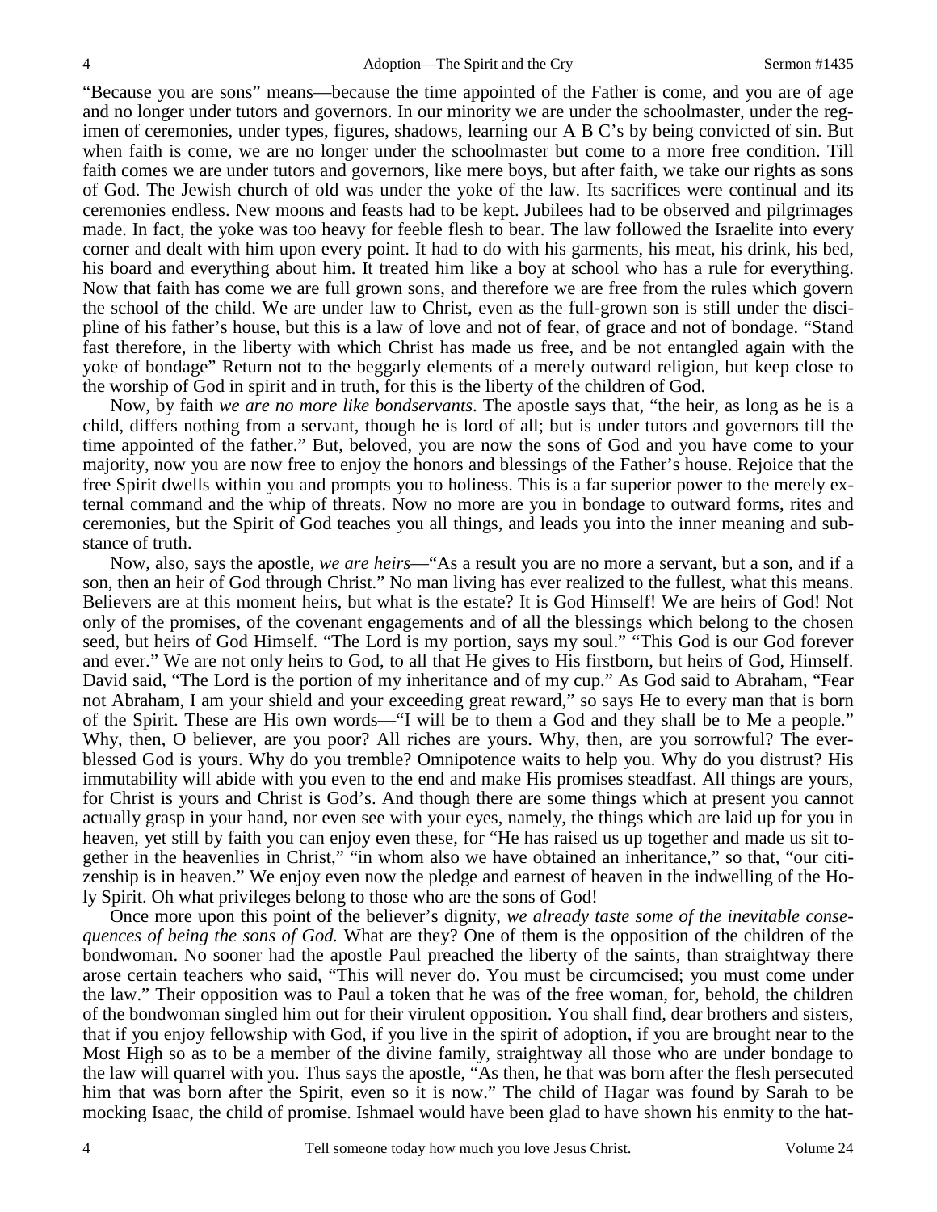"Because you are sons" means—because the time appointed of the Father is come, and you are of age and no longer under tutors and governors. In our minority we are under the schoolmaster, under the regimen of ceremonies, under types, figures, shadows, learning our A B C's by being convicted of sin. But when faith is come, we are no longer under the schoolmaster but come to a more free condition. Till faith comes we are under tutors and governors, like mere boys, but after faith, we take our rights as sons of God. The Jewish church of old was under the yoke of the law. Its sacrifices were continual and its ceremonies endless. New moons and feasts had to be kept. Jubilees had to be observed and pilgrimages made. In fact, the yoke was too heavy for feeble flesh to bear. The law followed the Israelite into every corner and dealt with him upon every point. It had to do with his garments, his meat, his drink, his bed, his board and everything about him. It treated him like a boy at school who has a rule for everything. Now that faith has come we are full grown sons, and therefore we are free from the rules which govern the school of the child. We are under law to Christ, even as the full-grown son is still under the discipline of his father's house, but this is a law of love and not of fear, of grace and not of bondage. "Stand fast therefore, in the liberty with which Christ has made us free, and be not entangled again with the yoke of bondage" Return not to the beggarly elements of a merely outward religion, but keep close to the worship of God in spirit and in truth, for this is the liberty of the children of God.

Now, by faith *we are no more like bondservants*. The apostle says that, "the heir, as long as he is a child, differs nothing from a servant, though he is lord of all; but is under tutors and governors till the time appointed of the father." But, beloved, you are now the sons of God and you have come to your majority, now you are now free to enjoy the honors and blessings of the Father's house. Rejoice that the free Spirit dwells within you and prompts you to holiness. This is a far superior power to the merely external command and the whip of threats. Now no more are you in bondage to outward forms, rites and ceremonies, but the Spirit of God teaches you all things, and leads you into the inner meaning and substance of truth.

Now, also, says the apostle, *we are heirs*—"As a result you are no more a servant, but a son, and if a son, then an heir of God through Christ." No man living has ever realized to the fullest, what this means. Believers are at this moment heirs, but what is the estate? It is God Himself! We are heirs of God! Not only of the promises, of the covenant engagements and of all the blessings which belong to the chosen seed, but heirs of God Himself. "The Lord is my portion, says my soul." "This God is our God forever and ever." We are not only heirs to God, to all that He gives to His firstborn, but heirs of God, Himself. David said, "The Lord is the portion of my inheritance and of my cup." As God said to Abraham, "Fear not Abraham, I am your shield and your exceeding great reward," so says He to every man that is born of the Spirit. These are His own words—"I will be to them a God and they shall be to Me a people." Why, then, O believer, are you poor? All riches are yours. Why, then, are you sorrowful? The ever-blessed God is yours. Why do you tremble? Omnipotence waits to help you. Why do you distrust? His immutability will abide with you even to the end and make His promises steadfast. All things are yours, for Christ is yours and Christ is God's. And though there are some things which at present you cannot actually grasp in your hand, nor even see with your eyes, namely, the things which are laid up for you in heaven, yet still by faith you can enjoy even these, for "He has raised us up together and made us sit together in the heavenlies in Christ," "in whom also we have obtained an inheritance," so that, "our citizenship is in heaven." We enjoy even now the pledge and earnest of heaven in the indwelling of the Holy Spirit. Oh what privileges belong to those who are the sons of God!

Once more upon this point of the believer's dignity, *we already taste some of the inevitable consequences of being the sons of God.* What are they? One of them is the opposition of the children of the bondwoman. No sooner had the apostle Paul preached the liberty of the saints, than straightway there arose certain teachers who said, "This will never do. You must be circumcised; you must come under the law." Their opposition was to Paul a token that he was of the free woman, for, behold, the children of the bondwoman singled him out for their virulent opposition. You shall find, dear brothers and sisters, that if you enjoy fellowship with God, if you live in the spirit of adoption, if you are brought near to the Most High so as to be a member of the divine family, straightway all those who are under bondage to the law will quarrel with you. Thus says the apostle, "As then, he that was born after the flesh persecuted him that was born after the Spirit, even so it is now." The child of Hagar was found by Sarah to be mocking Isaac, the child of promise. Ishmael would have been glad to have shown his enmity to the hat-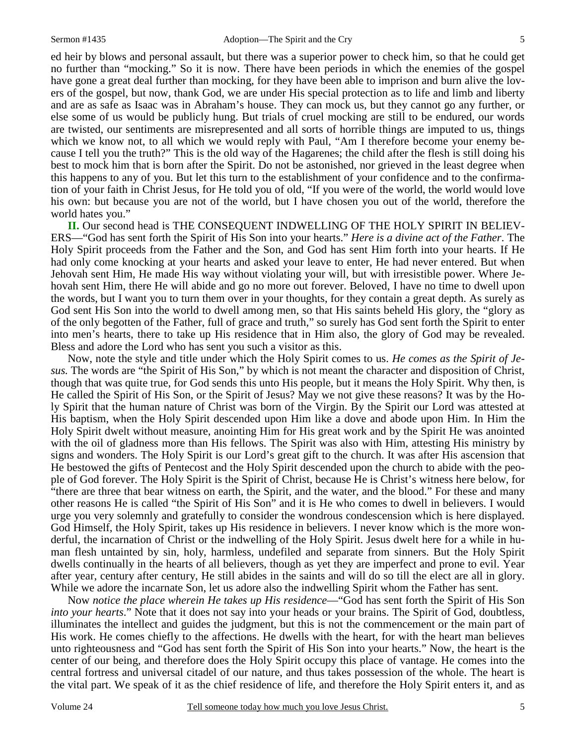ed heir by blows and personal assault, but there was a superior power to check him, so that he could get no further than "mocking." So it is now. There have been periods in which the enemies of the gospel have gone a great deal further than mocking, for they have been able to imprison and burn alive the lovers of the gospel, but now, thank God, we are under His special protection as to life and limb and liberty and are as safe as Isaac was in Abraham's house. They can mock us, but they cannot go any further, or else some of us would be publicly hung. But trials of cruel mocking are still to be endured, our words are twisted, our sentiments are misrepresented and all sorts of horrible things are imputed to us, things which we know not, to all which we would reply with Paul, "Am I therefore become your enemy because I tell you the truth?" This is the old way of the Hagarenes; the child after the flesh is still doing his best to mock him that is born after the Spirit. Do not be astonished, nor grieved in the least degree when this happens to any of you. But let this turn to the establishment of your confidence and to the confirmation of your faith in Christ Jesus, for He told you of old, "If you were of the world, the world would love his own: but because you are not of the world, but I have chosen you out of the world, therefore the world hates you."

**II.** Our second head is THE CONSEQUENT INDWELLING OF THE HOLY SPIRIT IN BELIEVERS—"God has sent forth the Spirit of His Son into your hearts." *Here is a divine act of the Father*. The Holy Spirit proceeds from the Father and the Son, and God has sent Him forth into your hearts. If He had only come knocking at your hearts and asked your leave to enter, He had never entered. But when Jehovah sent Him, He made His way without violating your will, but with irresistible power. Where Jehovah sent Him, there He will abide and go no more out forever. Beloved, I have no time to dwell upon the words, but I want you to turn them over in your thoughts, for they contain a great depth. As surely as God sent His Son into the world to dwell among men, so that His saints beheld His glory, the "glory as of the only begotten of the Father, full of grace and truth," so surely has God sent forth the Spirit to enter into men's hearts, there to take up His residence that in Him also, the glory of God may be revealed. Bless and adore the Lord who has sent you such a visitor as this.

Now, note the style and title under which the Holy Spirit comes to us. *He comes as the Spirit of Jesus.* The words are "the Spirit of His Son," by which is not meant the character and disposition of Christ, though that was quite true, for God sends this unto His people, but it means the Holy Spirit. Why then, is He called the Spirit of His Son, or the Spirit of Jesus? May we not give these reasons? It was by the Holy Spirit that the human nature of Christ was born of the Virgin. By the Spirit our Lord was attested at His baptism, when the Holy Spirit descended upon Him like a dove and abode upon Him. In Him the Holy Spirit dwelt without measure, anointing Him for His great work and by the Spirit He was anointed with the oil of gladness more than His fellows. The Spirit was also with Him, attesting His ministry by signs and wonders. The Holy Spirit is our Lord's great gift to the church. It was after His ascension that He bestowed the gifts of Pentecost and the Holy Spirit descended upon the church to abide with the people of God forever. The Holy Spirit is the Spirit of Christ, because He is Christ's witness here below, for "there are three that bear witness on earth, the Spirit, and the water, and the blood." For these and many other reasons He is called "the Spirit of His Son" and it is He who comes to dwell in believers. I would urge you very solemnly and gratefully to consider the wondrous condescension which is here displayed. God Himself, the Holy Spirit, takes up His residence in believers. I never know which is the more wonderful, the incarnation of Christ or the indwelling of the Holy Spirit. Jesus dwelt here for a while in human flesh untainted by sin, holy, harmless, undefiled and separate from sinners. But the Holy Spirit dwells continually in the hearts of all believers, though as yet they are imperfect and prone to evil. Year after year, century after century, He still abides in the saints and will do so till the elect are all in glory. While we adore the incarnate Son, let us adore also the indwelling Spirit whom the Father has sent.

Now *notice the place wherein He takes up His residence*—"God has sent forth the Spirit of His Son *into your hearts*." Note that it does not say into your heads or your brains. The Spirit of God, doubtless, illuminates the intellect and guides the judgment, but this is not the commencement or the main part of His work. He comes chiefly to the affections. He dwells with the heart, for with the heart man believes unto righteousness and "God has sent forth the Spirit of His Son into your hearts." Now, the heart is the center of our being, and therefore does the Holy Spirit occupy this place of vantage. He comes into the central fortress and universal citadel of our nature, and thus takes possession of the whole. The heart is the vital part. We speak of it as the chief residence of life, and therefore the Holy Spirit enters it, and as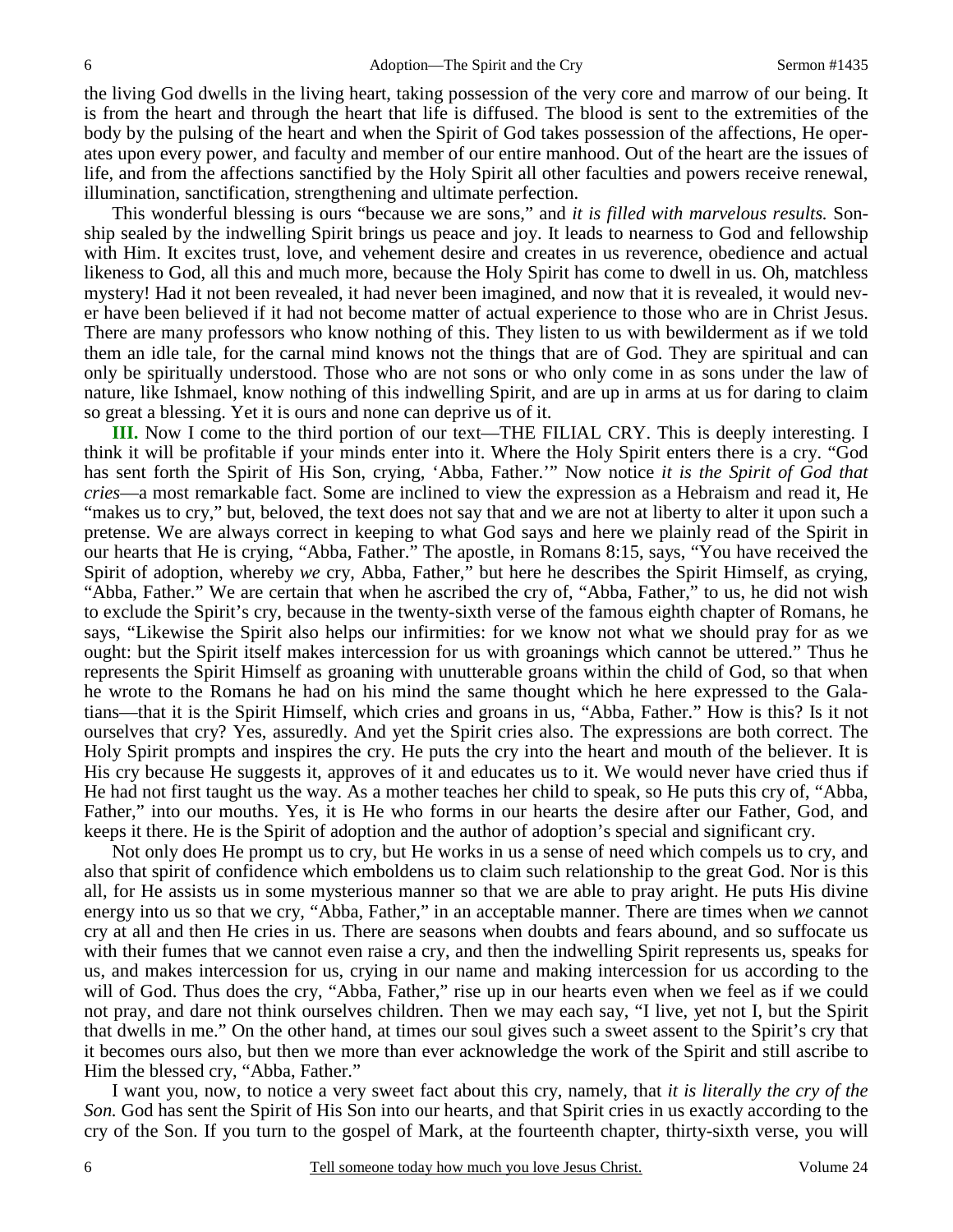the living God dwells in the living heart, taking possession of the very core and marrow of our being. It is from the heart and through the heart that life is diffused. The blood is sent to the extremities of the body by the pulsing of the heart and when the Spirit of God takes possession of the affections, He operates upon every power, and faculty and member of our entire manhood. Out of the heart are the issues of life, and from the affections sanctified by the Holy Spirit all other faculties and powers receive renewal, illumination, sanctification, strengthening and ultimate perfection.

This wonderful blessing is ours "because we are sons," and *it is filled with marvelous results.* Sonship sealed by the indwelling Spirit brings us peace and joy. It leads to nearness to God and fellowship with Him. It excites trust, love, and vehement desire and creates in us reverence, obedience and actual likeness to God, all this and much more, because the Holy Spirit has come to dwell in us. Oh, matchless mystery! Had it not been revealed, it had never been imagined, and now that it is revealed, it would never have been believed if it had not become matter of actual experience to those who are in Christ Jesus. There are many professors who know nothing of this. They listen to us with bewilderment as if we told them an idle tale, for the carnal mind knows not the things that are of God. They are spiritual and can only be spiritually understood. Those who are not sons or who only come in as sons under the law of nature, like Ishmael, know nothing of this indwelling Spirit, and are up in arms at us for daring to claim so great a blessing. Yet it is ours and none can deprive us of it.

**III.** Now I come to the third portion of our text—THE FILIAL CRY. This is deeply interesting. I think it will be profitable if your minds enter into it. Where the Holy Spirit enters there is a cry. "God has sent forth the Spirit of His Son, crying, 'Abba, Father.'" Now notice *it is the Spirit of God that cries*—a most remarkable fact. Some are inclined to view the expression as a Hebraism and read it, He "makes us to cry," but, beloved, the text does not say that and we are not at liberty to alter it upon such a pretense. We are always correct in keeping to what God says and here we plainly read of the Spirit in our hearts that He is crying, "Abba, Father." The apostle, in Romans 8:15, says, "You have received the Spirit of adoption, whereby *we* cry, Abba, Father," but here he describes the Spirit Himself, as crying, "Abba, Father." We are certain that when he ascribed the cry of, "Abba, Father," to us, he did not wish to exclude the Spirit's cry, because in the twenty-sixth verse of the famous eighth chapter of Romans, he says, "Likewise the Spirit also helps our infirmities: for we know not what we should pray for as we ought: but the Spirit itself makes intercession for us with groanings which cannot be uttered." Thus he represents the Spirit Himself as groaning with unutterable groans within the child of God, so that when he wrote to the Romans he had on his mind the same thought which he here expressed to the Galatians—that it is the Spirit Himself, which cries and groans in us, "Abba, Father." How is this? Is it not ourselves that cry? Yes, assuredly. And yet the Spirit cries also. The expressions are both correct. The Holy Spirit prompts and inspires the cry. He puts the cry into the heart and mouth of the believer. It is His cry because He suggests it, approves of it and educates us to it. We would never have cried thus if He had not first taught us the way. As a mother teaches her child to speak, so He puts this cry of, "Abba, Father," into our mouths. Yes, it is He who forms in our hearts the desire after our Father, God, and keeps it there. He is the Spirit of adoption and the author of adoption's special and significant cry.

Not only does He prompt us to cry, but He works in us a sense of need which compels us to cry, and also that spirit of confidence which emboldens us to claim such relationship to the great God. Nor is this all, for He assists us in some mysterious manner so that we are able to pray aright. He puts His divine energy into us so that we cry, "Abba, Father," in an acceptable manner. There are times when *we* cannot cry at all and then He cries in us. There are seasons when doubts and fears abound, and so suffocate us with their fumes that we cannot even raise a cry, and then the indwelling Spirit represents us, speaks for us, and makes intercession for us, crying in our name and making intercession for us according to the will of God. Thus does the cry, "Abba, Father," rise up in our hearts even when we feel as if we could not pray, and dare not think ourselves children. Then we may each say, "I live, yet not I, but the Spirit that dwells in me." On the other hand, at times our soul gives such a sweet assent to the Spirit's cry that it becomes ours also, but then we more than ever acknowledge the work of the Spirit and still ascribe to Him the blessed cry, "Abba, Father."

I want you, now, to notice a very sweet fact about this cry, namely, that *it is literally the cry of the Son.* God has sent the Spirit of His Son into our hearts, and that Spirit cries in us exactly according to the cry of the Son. If you turn to the gospel of Mark, at the fourteenth chapter, thirty-sixth verse, you will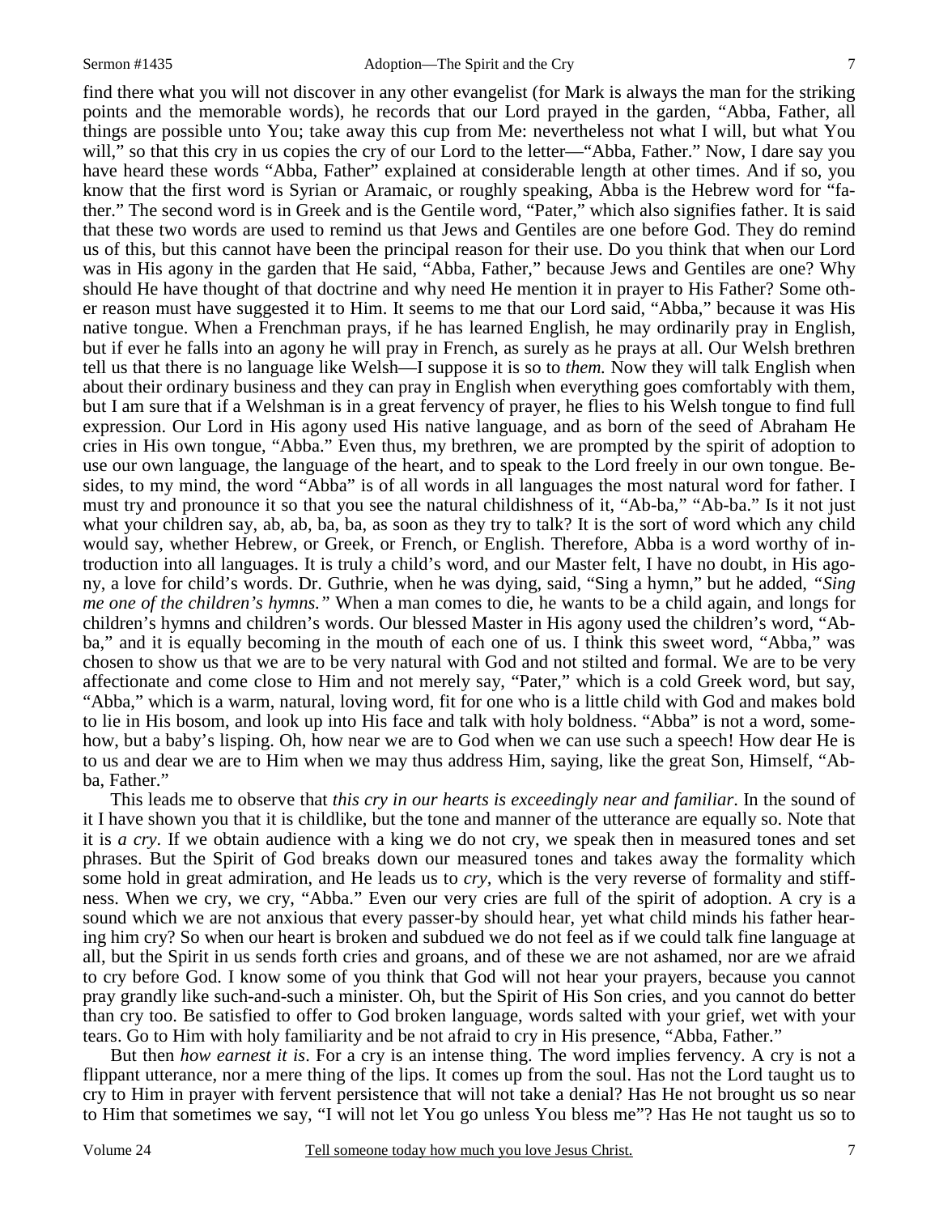find there what you will not discover in any other evangelist (for Mark is always the man for the striking points and the memorable words), he records that our Lord prayed in the garden, "Abba, Father, all things are possible unto You; take away this cup from Me: nevertheless not what I will, but what You will," so that this cry in us copies the cry of our Lord to the letter—"Abba, Father." Now, I dare say you have heard these words "Abba, Father" explained at considerable length at other times. And if so, you know that the first word is Syrian or Aramaic, or roughly speaking, Abba is the Hebrew word for "father." The second word is in Greek and is the Gentile word, "Pater," which also signifies father. It is said that these two words are used to remind us that Jews and Gentiles are one before God. They do remind us of this, but this cannot have been the principal reason for their use. Do you think that when our Lord was in His agony in the garden that He said, "Abba, Father," because Jews and Gentiles are one? Why should He have thought of that doctrine and why need He mention it in prayer to His Father? Some other reason must have suggested it to Him. It seems to me that our Lord said, "Abba," because it was His native tongue. When a Frenchman prays, if he has learned English, he may ordinarily pray in English, but if ever he falls into an agony he will pray in French, as surely as he prays at all. Our Welsh brethren tell us that there is no language like Welsh—I suppose it is so to *them.* Now they will talk English when about their ordinary business and they can pray in English when everything goes comfortably with them, but I am sure that if a Welshman is in a great fervency of prayer, he flies to his Welsh tongue to find full expression. Our Lord in His agony used His native language, and as born of the seed of Abraham He cries in His own tongue, "Abba." Even thus, my brethren, we are prompted by the spirit of adoption to use our own language, the language of the heart, and to speak to the Lord freely in our own tongue. Besides, to my mind, the word "Abba" is of all words in all languages the most natural word for father. I must try and pronounce it so that you see the natural childishness of it, "Ab-ba," "Ab-ba." Is it not just what your children say, ab, ab, ba, ba, as soon as they try to talk? It is the sort of word which any child would say, whether Hebrew, or Greek, or French, or English. Therefore, Abba is a word worthy of introduction into all languages. It is truly a child's word, and our Master felt, I have no doubt, in His agony, a love for child's words. Dr. Guthrie, when he was dying, said, "Sing a hymn," but he added, *"Sing me one of the children's hymns."* When a man comes to die, he wants to be a child again, and longs for children's hymns and children's words. Our blessed Master in His agony used the children's word, "Abba," and it is equally becoming in the mouth of each one of us. I think this sweet word, "Abba," was chosen to show us that we are to be very natural with God and not stilted and formal. We are to be very affectionate and come close to Him and not merely say, "Pater," which is a cold Greek word, but say, "Abba," which is a warm, natural, loving word, fit for one who is a little child with God and makes bold to lie in His bosom, and look up into His face and talk with holy boldness. "Abba" is not a word, somehow, but a baby's lisping. Oh, how near we are to God when we can use such a speech! How dear He is to us and dear we are to Him when we may thus address Him, saying, like the great Son, Himself, "Abba, Father."

This leads me to observe that *this cry in our hearts is exceedingly near and familiar*. In the sound of it I have shown you that it is childlike, but the tone and manner of the utterance are equally so. Note that it is *a cry*. If we obtain audience with a king we do not cry, we speak then in measured tones and set phrases. But the Spirit of God breaks down our measured tones and takes away the formality which some hold in great admiration, and He leads us to *cry*, which is the very reverse of formality and stiffness. When we cry, we cry, "Abba." Even our very cries are full of the spirit of adoption. A cry is a sound which we are not anxious that every passer-by should hear, yet what child minds his father hearing him cry? So when our heart is broken and subdued we do not feel as if we could talk fine language at all, but the Spirit in us sends forth cries and groans, and of these we are not ashamed, nor are we afraid to cry before God. I know some of you think that God will not hear your prayers, because you cannot pray grandly like such-and-such a minister. Oh, but the Spirit of His Son cries, and you cannot do better than cry too. Be satisfied to offer to God broken language, words salted with your grief, wet with your tears. Go to Him with holy familiarity and be not afraid to cry in His presence, "Abba, Father."

But then *how earnest it is*. For a cry is an intense thing. The word implies fervency. A cry is not a flippant utterance, nor a mere thing of the lips. It comes up from the soul. Has not the Lord taught us to cry to Him in prayer with fervent persistence that will not take a denial? Has He not brought us so near to Him that sometimes we say, "I will not let You go unless You bless me"? Has He not taught us so to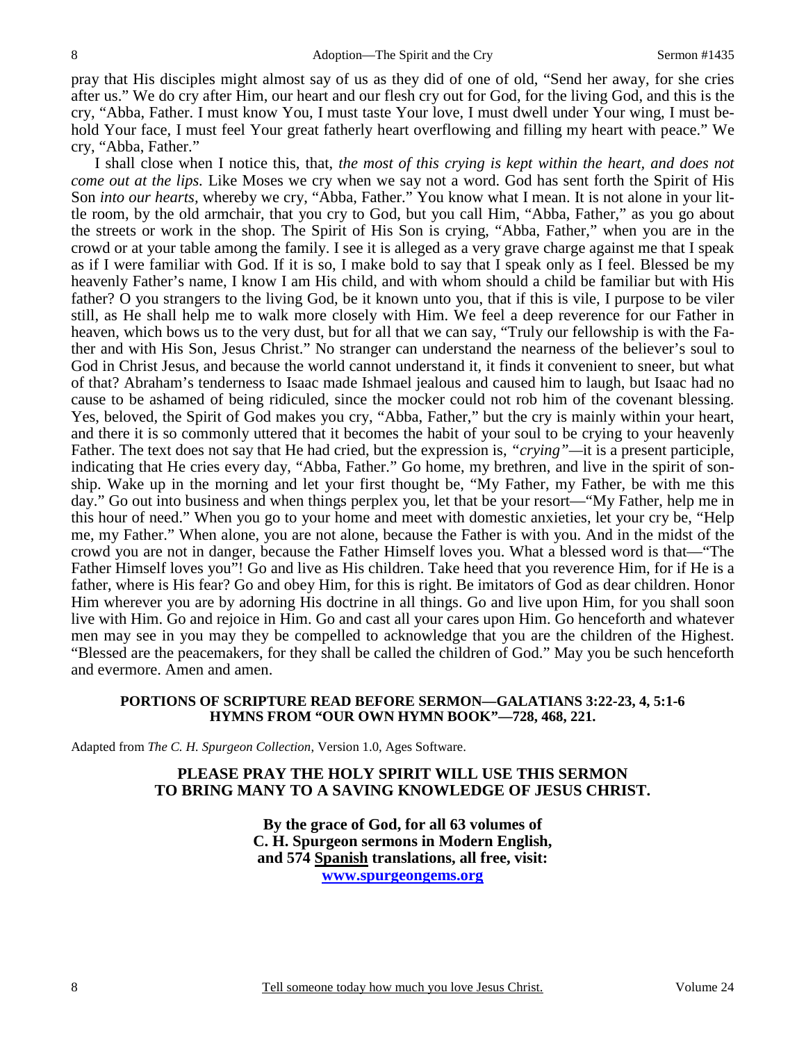pray that His disciples might almost say of us as they did of one of old, "Send her away, for she cries after us." We do cry after Him, our heart and our flesh cry out for God, for the living God, and this is the cry, "Abba, Father. I must know You, I must taste Your love, I must dwell under Your wing, I must behold Your face, I must feel Your great fatherly heart overflowing and filling my heart with peace." We cry, "Abba, Father."

I shall close when I notice this, that, *the most of this crying is kept within the heart, and does not come out at the lips.* Like Moses we cry when we say not a word. God has sent forth the Spirit of His Son *into our hearts,* whereby we cry, "Abba, Father." You know what I mean. It is not alone in your little room, by the old armchair, that you cry to God, but you call Him, "Abba, Father," as you go about the streets or work in the shop. The Spirit of His Son is crying, "Abba, Father," when you are in the crowd or at your table among the family. I see it is alleged as a very grave charge against me that I speak as if I were familiar with God. If it is so, I make bold to say that I speak only as I feel. Blessed be my heavenly Father's name, I know I am His child, and with whom should a child be familiar but with His father? O you strangers to the living God, be it known unto you, that if this is vile, I purpose to be viler still, as He shall help me to walk more closely with Him. We feel a deep reverence for our Father in heaven, which bows us to the very dust, but for all that we can say, "Truly our fellowship is with the Father and with His Son, Jesus Christ." No stranger can understand the nearness of the believer's soul to God in Christ Jesus, and because the world cannot understand it, it finds it convenient to sneer, but what of that? Abraham's tenderness to Isaac made Ishmael jealous and caused him to laugh, but Isaac had no cause to be ashamed of being ridiculed, since the mocker could not rob him of the covenant blessing. Yes, beloved, the Spirit of God makes you cry, "Abba, Father," but the cry is mainly within your heart, and there it is so commonly uttered that it becomes the habit of your soul to be crying to your heavenly Father. The text does not say that He had cried, but the expression is, *"crying"*—it is a present participle, indicating that He cries every day, "Abba, Father." Go home, my brethren, and live in the spirit of sonship. Wake up in the morning and let your first thought be, "My Father, my Father, be with me this day." Go out into business and when things perplex you, let that be your resort—"My Father, help me in this hour of need." When you go to your home and meet with domestic anxieties, let your cry be, "Help me, my Father." When alone, you are not alone, because the Father is with you. And in the midst of the crowd you are not in danger, because the Father Himself loves you. What a blessed word is that—"The Father Himself loves you"! Go and live as His children. Take heed that you reverence Him, for if He is a father, where is His fear? Go and obey Him, for this is right. Be imitators of God as dear children. Honor Him wherever you are by adorning His doctrine in all things. Go and live upon Him, for you shall soon live with Him. Go and rejoice in Him. Go and cast all your cares upon Him. Go henceforth and whatever men may see in you may they be compelled to acknowledge that you are the children of the Highest. "Blessed are the peacemakers, for they shall be called the children of God." May you be such henceforth and evermore. Amen and amen.

**PORTIONS OF SCRIPTURE READ BEFORE SERMON—GALATIANS 3:22-23, 4, 5:1-6**
**HYMNS FROM "OUR OWN HYMN BOOK"—728, 468, 221.**

Adapted from *The C. H. Spurgeon Collection*, Version 1.0, Ages Software.

**PLEASE PRAY THE HOLY SPIRIT WILL USE THIS SERMON TO BRING MANY TO A SAVING KNOWLEDGE OF JESUS CHRIST.**

**By the grace of God, for all 63 volumes of C. H. Spurgeon sermons in Modern English, and 574 Spanish translations, all free, visit: www.spurgeongems.org**